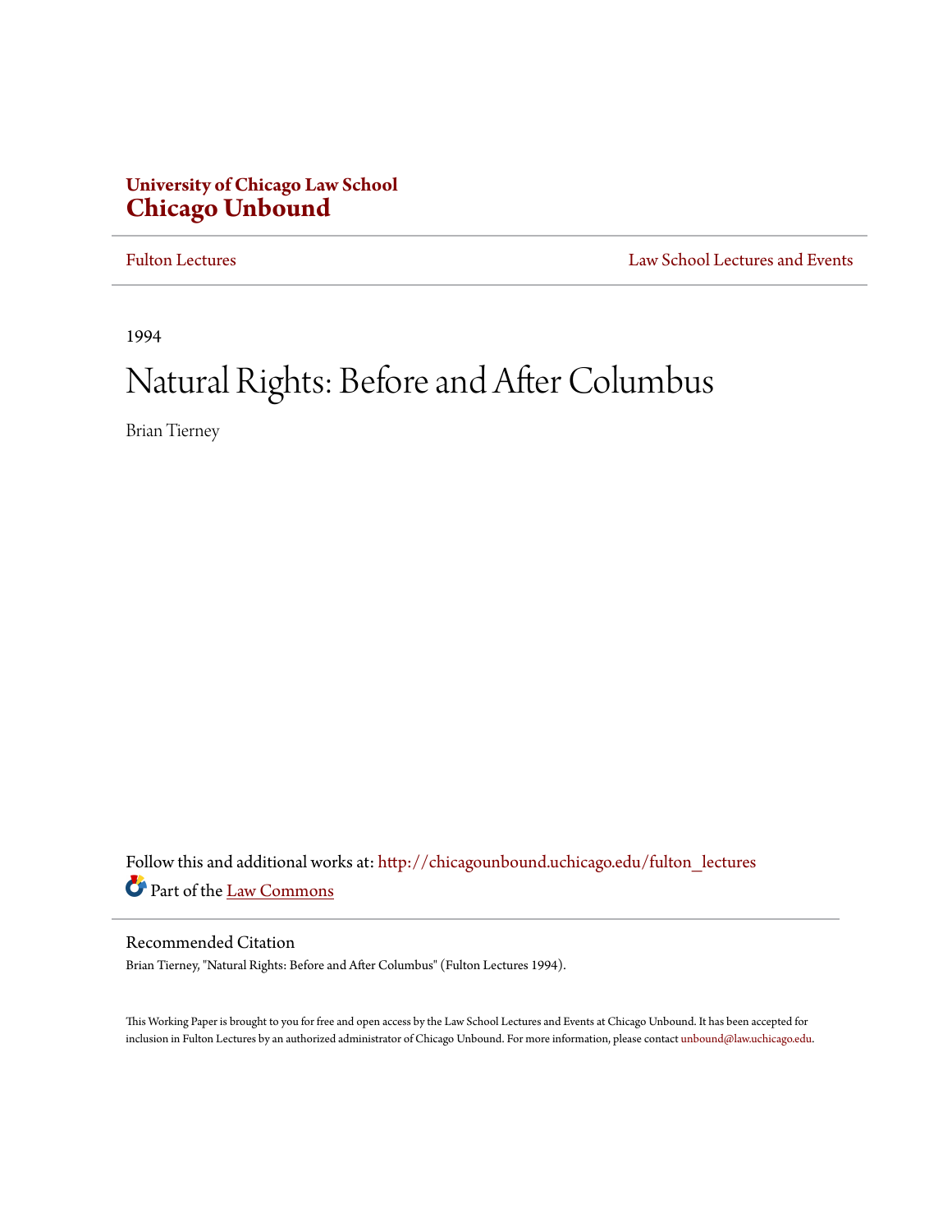**University of Chicago Law School**
# Chicago Unbound

Fulton Lectures | Law School Lectures and Events

1994

# Natural Rights: Before and After Columbus

Brian Tierney

Follow this and additional works at: http://chicagounbound.uchicago.edu/fulton_lectures
Part of the Law Commons

## Recommended Citation

Brian Tierney, "Natural Rights: Before and After Columbus" (Fulton Lectures 1994).

This Working Paper is brought to you for free and open access by the Law School Lectures and Events at Chicago Unbound. It has been accepted for inclusion in Fulton Lectures by an authorized administrator of Chicago Unbound. For more information, please contact unbound@law.uchicago.edu.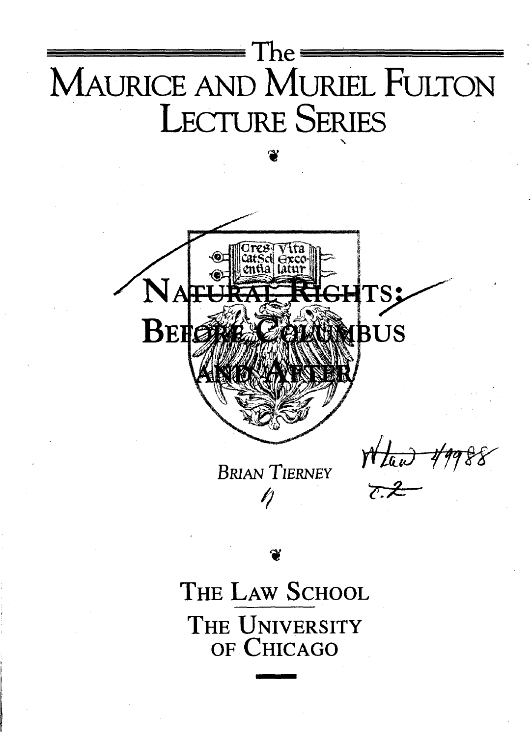The

# Maurice and Muriel Fulton Lecture Series

# Natural Rights: Before Columbus and After

*Brian Tierney*

The Law School
The University of Chicago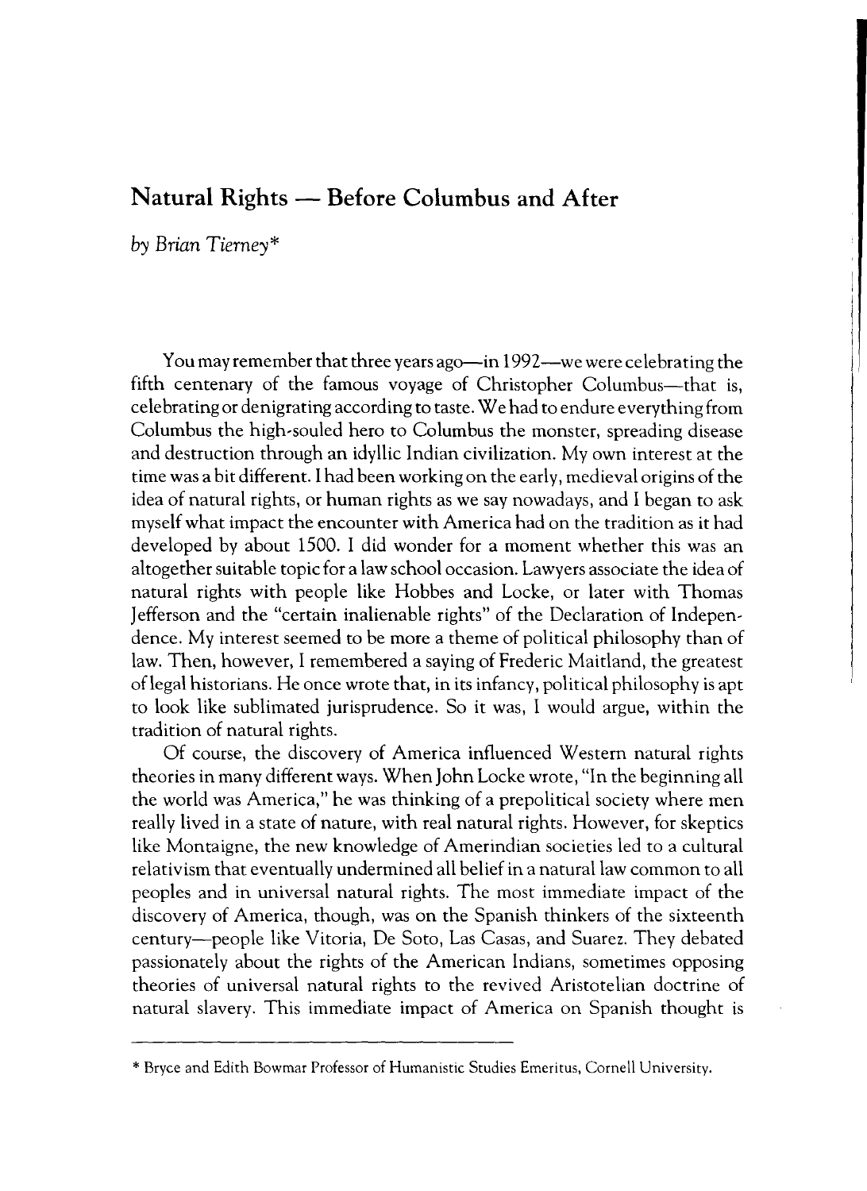# Natural Rights — Before Columbus and After

*by Brian Tierney**

You may remember that three years ago—in 1992—we were celebrating the fifth centenary of the famous voyage of Christopher Columbus—that is, celebrating or denigrating according to taste. We had to endure everything from Columbus the high-souled hero to Columbus the monster, spreading disease and destruction through an idyllic Indian civilization. My own interest at the time was a bit different. I had been working on the early, medieval origins of the idea of natural rights, or human rights as we say nowadays, and I began to ask myself what impact the encounter with America had on the tradition as it had developed by about 1500. I did wonder for a moment whether this was an altogether suitable topic for a law school occasion. Lawyers associate the idea of natural rights with people like Hobbes and Locke, or later with Thomas Jefferson and the "certain inalienable rights" of the Declaration of Independence. My interest seemed to be more a theme of political philosophy than of law. Then, however, I remembered a saying of Frederic Maitland, the greatest of legal historians. He once wrote that, in its infancy, political philosophy is apt to look like sublimated jurisprudence. So it was, I would argue, within the tradition of natural rights.

Of course, the discovery of America influenced Western natural rights theories in many different ways. When John Locke wrote, "In the beginning all the world was America," he was thinking of a prepolitical society where men really lived in a state of nature, with real natural rights. However, for skeptics like Montaigne, the new knowledge of Amerindian societies led to a cultural relativism that eventually undermined all belief in a natural law common to all peoples and in universal natural rights. The most immediate impact of the discovery of America, though, was on the Spanish thinkers of the sixteenth century—people like Vitoria, De Soto, Las Casas, and Suarez. They debated passionately about the rights of the American Indians, sometimes opposing theories of universal natural rights to the revived Aristotelian doctrine of natural slavery. This immediate impact of America on Spanish thought is

\* Bryce and Edith Bowmar Professor of Humanistic Studies Emeritus, Cornell University.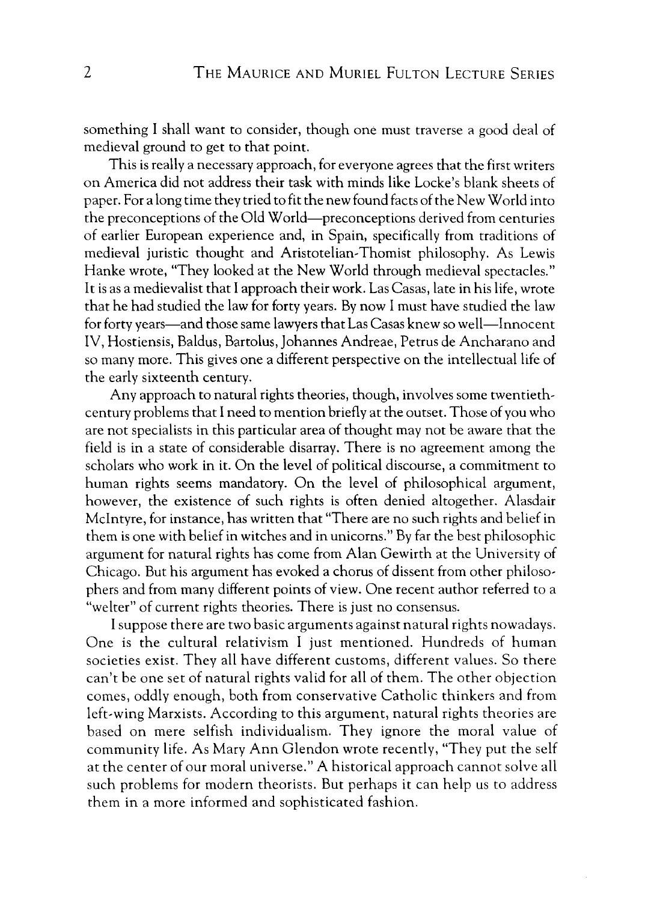something I shall want to consider, though one must traverse a good deal of medieval ground to get to that point.

This is really a necessary approach, for everyone agrees that the first writers on America did not address their task with minds like Locke's blank sheets of paper. For a long time they tried to fit the new found facts of the New World into the preconceptions of the Old World—preconceptions derived from centuries of earlier European experience and, in Spain, specifically from traditions of medieval juristic thought and Aristotelian-Thomist philosophy. As Lewis Hanke wrote, "They looked at the New World through medieval spectacles." It is as a medievalist that I approach their work. Las Casas, late in his life, wrote that he had studied the law for forty years. By now I must have studied the law for forty years—and those same lawyers that Las Casas knew so well—Innocent IV, Hostiensis, Baldus, Bartolus, Johannes Andreae, Petrus de Ancharano and so many more. This gives one a different perspective on the intellectual life of the early sixteenth century.

Any approach to natural rights theories, though, involves some twentieth-century problems that I need to mention briefly at the outset. Those of you who are not specialists in this particular area of thought may not be aware that the field is in a state of considerable disarray. There is no agreement among the scholars who work in it. On the level of political discourse, a commitment to human rights seems mandatory. On the level of philosophical argument, however, the existence of such rights is often denied altogether. Alasdair McIntyre, for instance, has written that "There are no such rights and belief in them is one with belief in witches and in unicorns." By far the best philosophic argument for natural rights has come from Alan Gewirth at the University of Chicago. But his argument has evoked a chorus of dissent from other philosophers and from many different points of view. One recent author referred to a "welter" of current rights theories. There is just no consensus.

I suppose there are two basic arguments against natural rights nowadays. One is the cultural relativism I just mentioned. Hundreds of human societies exist. They all have different customs, different values. So there can't be one set of natural rights valid for all of them. The other objection comes, oddly enough, both from conservative Catholic thinkers and from left-wing Marxists. According to this argument, natural rights theories are based on mere selfish individualism. They ignore the moral value of community life. As Mary Ann Glendon wrote recently, "They put the self at the center of our moral universe." A historical approach cannot solve all such problems for modern theorists. But perhaps it can help us to address them in a more informed and sophisticated fashion.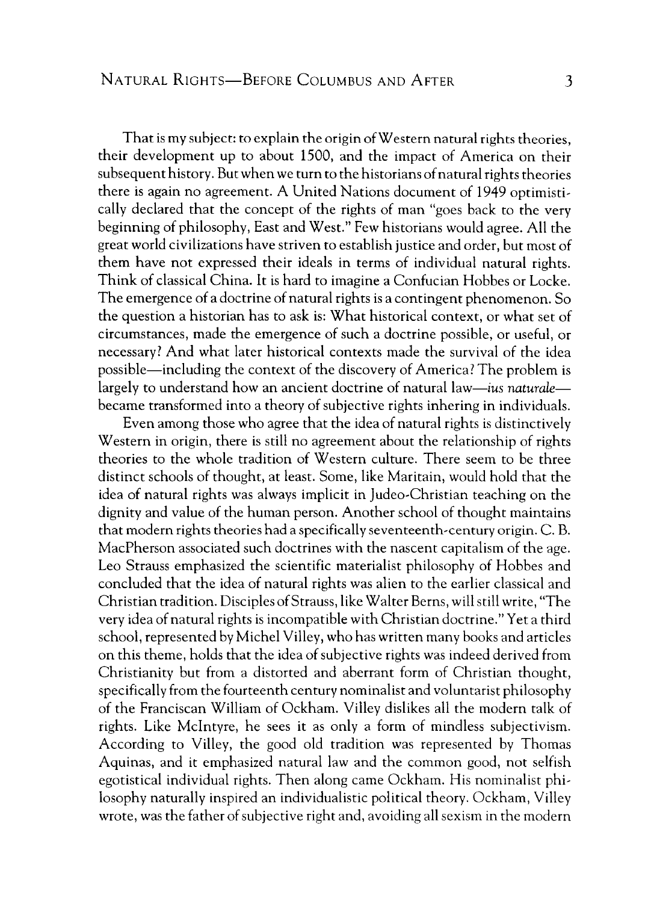That is my subject: to explain the origin of Western natural rights theories, their development up to about 1500, and the impact of America on their subsequent history. But when we turn to the historians of natural rights theories there is again no agreement. A United Nations document of 1949 optimistically declared that the concept of the rights of man "goes back to the very beginning of philosophy, East and West." Few historians would agree. All the great world civilizations have striven to establish justice and order, but most of them have not expressed their ideals in terms of individual natural rights. Think of classical China. It is hard to imagine a Confucian Hobbes or Locke. The emergence of a doctrine of natural rights is a contingent phenomenon. So the question a historian has to ask is: What historical context, or what set of circumstances, made the emergence of such a doctrine possible, or useful, or necessary? And what later historical contexts made the survival of the idea possible—including the context of the discovery of America? The problem is largely to understand how an ancient doctrine of natural law—*ius naturale*—became transformed into a theory of subjective rights inhering in individuals.

Even among those who agree that the idea of natural rights is distinctively Western in origin, there is still no agreement about the relationship of rights theories to the whole tradition of Western culture. There seem to be three distinct schools of thought, at least. Some, like Maritain, would hold that the idea of natural rights was always implicit in Judeo-Christian teaching on the dignity and value of the human person. Another school of thought maintains that modern rights theories had a specifically seventeenth-century origin. C. B. MacPherson associated such doctrines with the nascent capitalism of the age. Leo Strauss emphasized the scientific materialist philosophy of Hobbes and concluded that the idea of natural rights was alien to the earlier classical and Christian tradition. Disciples of Strauss, like Walter Berns, will still write, "The very idea of natural rights is incompatible with Christian doctrine." Yet a third school, represented by Michel Villey, who has written many books and articles on this theme, holds that the idea of subjective rights was indeed derived from Christianity but from a distorted and aberrant form of Christian thought, specifically from the fourteenth century nominalist and voluntarist philosophy of the Franciscan William of Ockham. Villey dislikes all the modern talk of rights. Like McIntyre, he sees it as only a form of mindless subjectivism. According to Villey, the good old tradition was represented by Thomas Aquinas, and it emphasized natural law and the common good, not selfish egotistical individual rights. Then along came Ockham. His nominalist philosophy naturally inspired an individualistic political theory. Ockham, Villey wrote, was the father of subjective right and, avoiding all sexism in the modern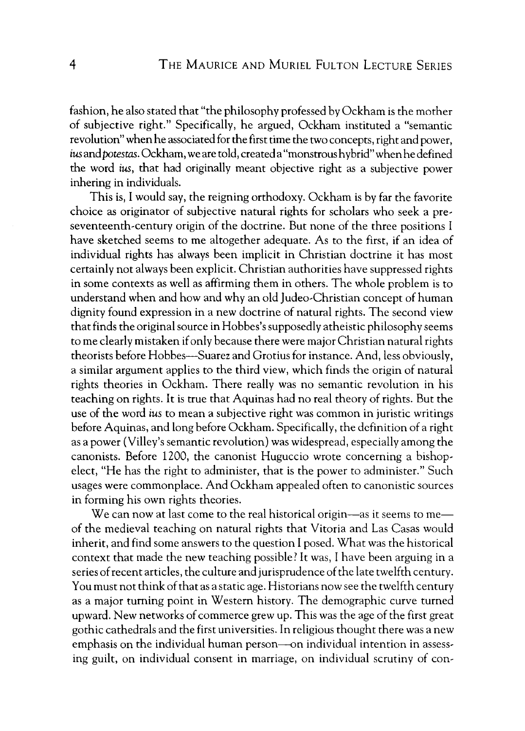fashion, he also stated that "the philosophy professed by Ockham is the mother of subjective right." Specifically, he argued, Ockham instituted a "semantic revolution" when he associated for the first time the two concepts, right and power, *ius* and *potestas*. Ockham, we are told, created a "monstrous hybrid" when he defined the word *ius*, that had originally meant objective right as a subjective power inhering in individuals.

This is, I would say, the reigning orthodoxy. Ockham is by far the favorite choice as originator of subjective natural rights for scholars who seek a pre-seventeenth-century origin of the doctrine. But none of the three positions I have sketched seems to me altogether adequate. As to the first, if an idea of individual rights has always been implicit in Christian doctrine it has most certainly not always been explicit. Christian authorities have suppressed rights in some contexts as well as affirming them in others. The whole problem is to understand when and how and why an old Judeo-Christian concept of human dignity found expression in a new doctrine of natural rights. The second view that finds the original source in Hobbes's supposedly atheistic philosophy seems to me clearly mistaken if only because there were major Christian natural rights theorists before Hobbes—Suarez and Grotius for instance. And, less obviously, a similar argument applies to the third view, which finds the origin of natural rights theories in Ockham. There really was no semantic revolution in his teaching on rights. It is true that Aquinas had no real theory of rights. But the use of the word *ius* to mean a subjective right was common in juristic writings before Aquinas, and long before Ockham. Specifically, the definition of a right as a power (Villey's semantic revolution) was widespread, especially among the canonists. Before 1200, the canonist Huguccio wrote concerning a bishop-elect, "He has the right to administer, that is the power to administer." Such usages were commonplace. And Ockham appealed often to canonistic sources in forming his own rights theories.

We can now at last come to the real historical origin—as it seems to me—of the medieval teaching on natural rights that Vitoria and Las Casas would inherit, and find some answers to the question I posed. What was the historical context that made the new teaching possible? It was, I have been arguing in a series of recent articles, the culture and jurisprudence of the late twelfth century. You must not think of that as a static age. Historians now see the twelfth century as a major turning point in Western history. The demographic curve turned upward. New networks of commerce grew up. This was the age of the first great gothic cathedrals and the first universities. In religious thought there was a new emphasis on the individual human person—on individual intention in assessing guilt, on individual consent in marriage, on individual scrutiny of con-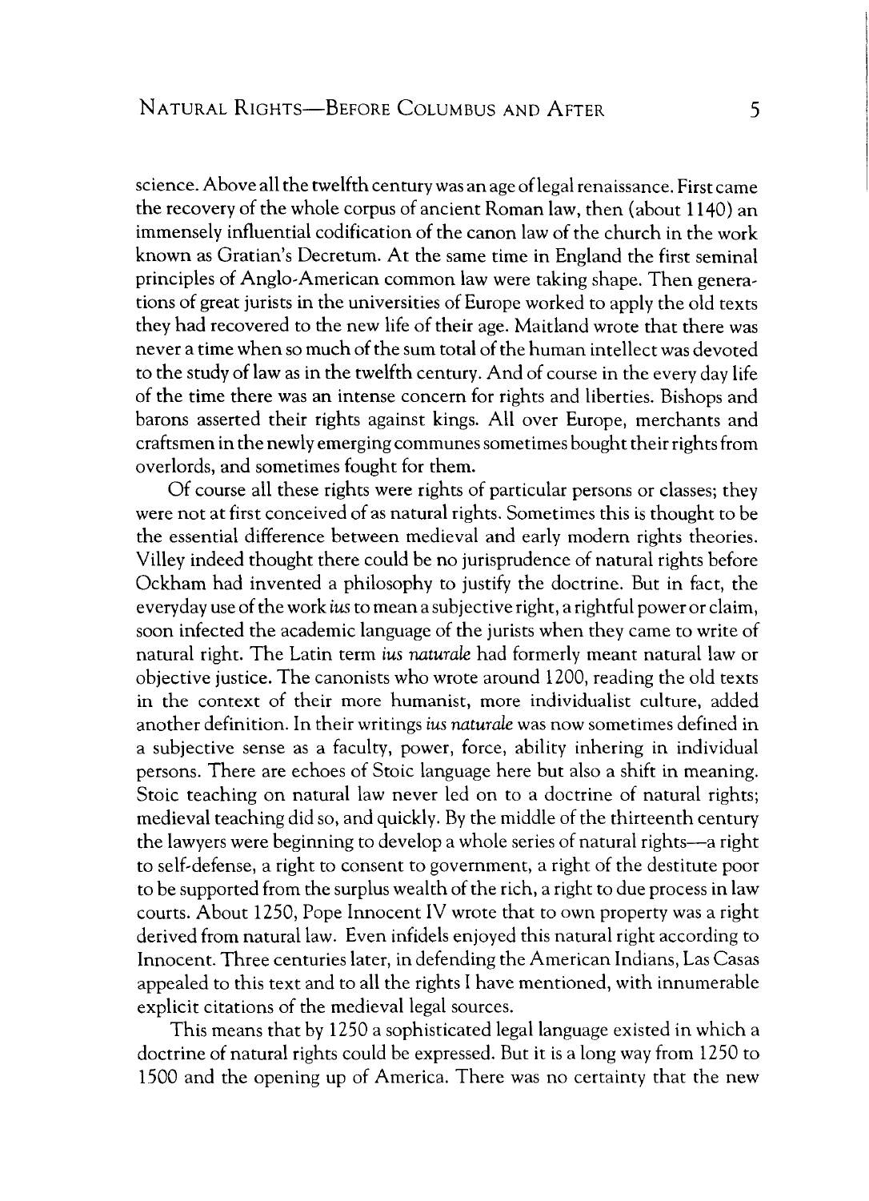science. Above all the twelfth century was an age of legal renaissance. First came the recovery of the whole corpus of ancient Roman law, then (about 1140) an immensely influential codification of the canon law of the church in the work known as Gratian's Decretum. At the same time in England the first seminal principles of Anglo-American common law were taking shape. Then generations of great jurists in the universities of Europe worked to apply the old texts they had recovered to the new life of their age. Maitland wrote that there was never a time when so much of the sum total of the human intellect was devoted to the study of law as in the twelfth century. And of course in the every day life of the time there was an intense concern for rights and liberties. Bishops and barons asserted their rights against kings. All over Europe, merchants and craftsmen in the newly emerging communes sometimes bought their rights from overlords, and sometimes fought for them.

Of course all these rights were rights of particular persons or classes; they were not at first conceived of as natural rights. Sometimes this is thought to be the essential difference between medieval and early modern rights theories. Villey indeed thought there could be no jurisprudence of natural rights before Ockham had invented a philosophy to justify the doctrine. But in fact, the everyday use of the work *ius* to mean a subjective right, a rightful power or claim, soon infected the academic language of the jurists when they came to write of natural right. The Latin term *ius naturale* had formerly meant natural law or objective justice. The canonists who wrote around 1200, reading the old texts in the context of their more humanist, more individualist culture, added another definition. In their writings *ius naturale* was now sometimes defined in a subjective sense as a faculty, power, force, ability inhering in individual persons. There are echoes of Stoic language here but also a shift in meaning. Stoic teaching on natural law never led on to a doctrine of natural rights; medieval teaching did so, and quickly. By the middle of the thirteenth century the lawyers were beginning to develop a whole series of natural rights—a right to self-defense, a right to consent to government, a right of the destitute poor to be supported from the surplus wealth of the rich, a right to due process in law courts. About 1250, Pope Innocent IV wrote that to own property was a right derived from natural law. Even infidels enjoyed this natural right according to Innocent. Three centuries later, in defending the American Indians, Las Casas appealed to this text and to all the rights I have mentioned, with innumerable explicit citations of the medieval legal sources.

This means that by 1250 a sophisticated legal language existed in which a doctrine of natural rights could be expressed. But it is a long way from 1250 to 1500 and the opening up of America. There was no certainty that the new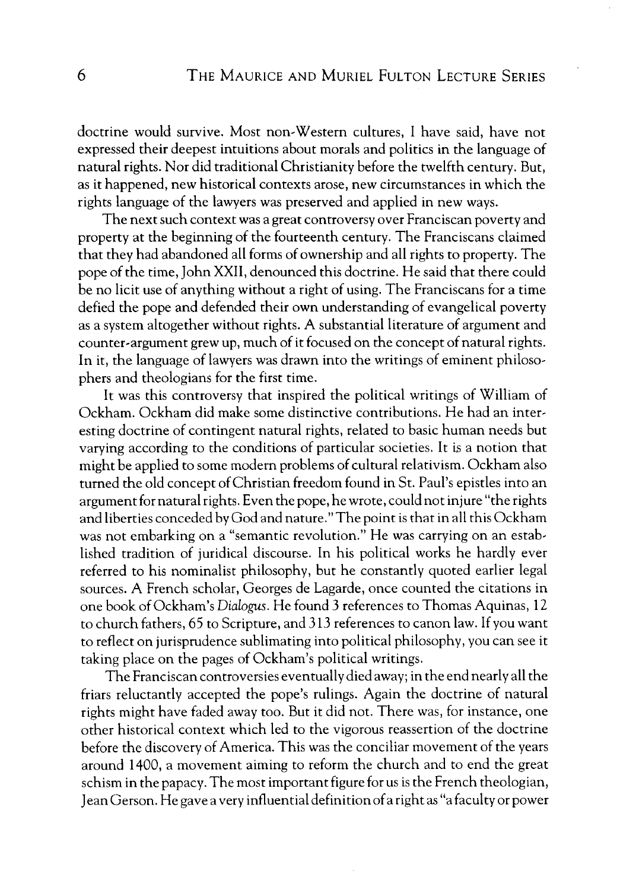doctrine would survive. Most non-Western cultures, I have said, have not expressed their deepest intuitions about morals and politics in the language of natural rights. Nor did traditional Christianity before the twelfth century. But, as it happened, new historical contexts arose, new circumstances in which the rights language of the lawyers was preserved and applied in new ways.

The next such context was a great controversy over Franciscan poverty and property at the beginning of the fourteenth century. The Franciscans claimed that they had abandoned all forms of ownership and all rights to property. The pope of the time, John XXII, denounced this doctrine. He said that there could be no licit use of anything without a right of using. The Franciscans for a time defied the pope and defended their own understanding of evangelical poverty as a system altogether without rights. A substantial literature of argument and counter-argument grew up, much of it focused on the concept of natural rights. In it, the language of lawyers was drawn into the writings of eminent philosophers and theologians for the first time.

It was this controversy that inspired the political writings of William of Ockham. Ockham did make some distinctive contributions. He had an interesting doctrine of contingent natural rights, related to basic human needs but varying according to the conditions of particular societies. It is a notion that might be applied to some modern problems of cultural relativism. Ockham also turned the old concept of Christian freedom found in St. Paul's epistles into an argument for natural rights. Even the pope, he wrote, could not injure "the rights and liberties conceded by God and nature." The point is that in all this Ockham was not embarking on a "semantic revolution." He was carrying on an established tradition of juridical discourse. In his political works he hardly ever referred to his nominalist philosophy, but he constantly quoted earlier legal sources. A French scholar, Georges de Lagarde, once counted the citations in one book of Ockham's *Dialogus*. He found 3 references to Thomas Aquinas, 12 to church fathers, 65 to Scripture, and 313 references to canon law. If you want to reflect on jurisprudence sublimating into political philosophy, you can see it taking place on the pages of Ockham's political writings.

The Franciscan controversies eventually died away; in the end nearly all the friars reluctantly accepted the pope's rulings. Again the doctrine of natural rights might have faded away too. But it did not. There was, for instance, one other historical context which led to the vigorous reassertion of the doctrine before the discovery of America. This was the conciliar movement of the years around 1400, a movement aiming to reform the church and to end the great schism in the papacy. The most important figure for us is the French theologian, Jean Gerson. He gave a very influential definition of a right as "a faculty or power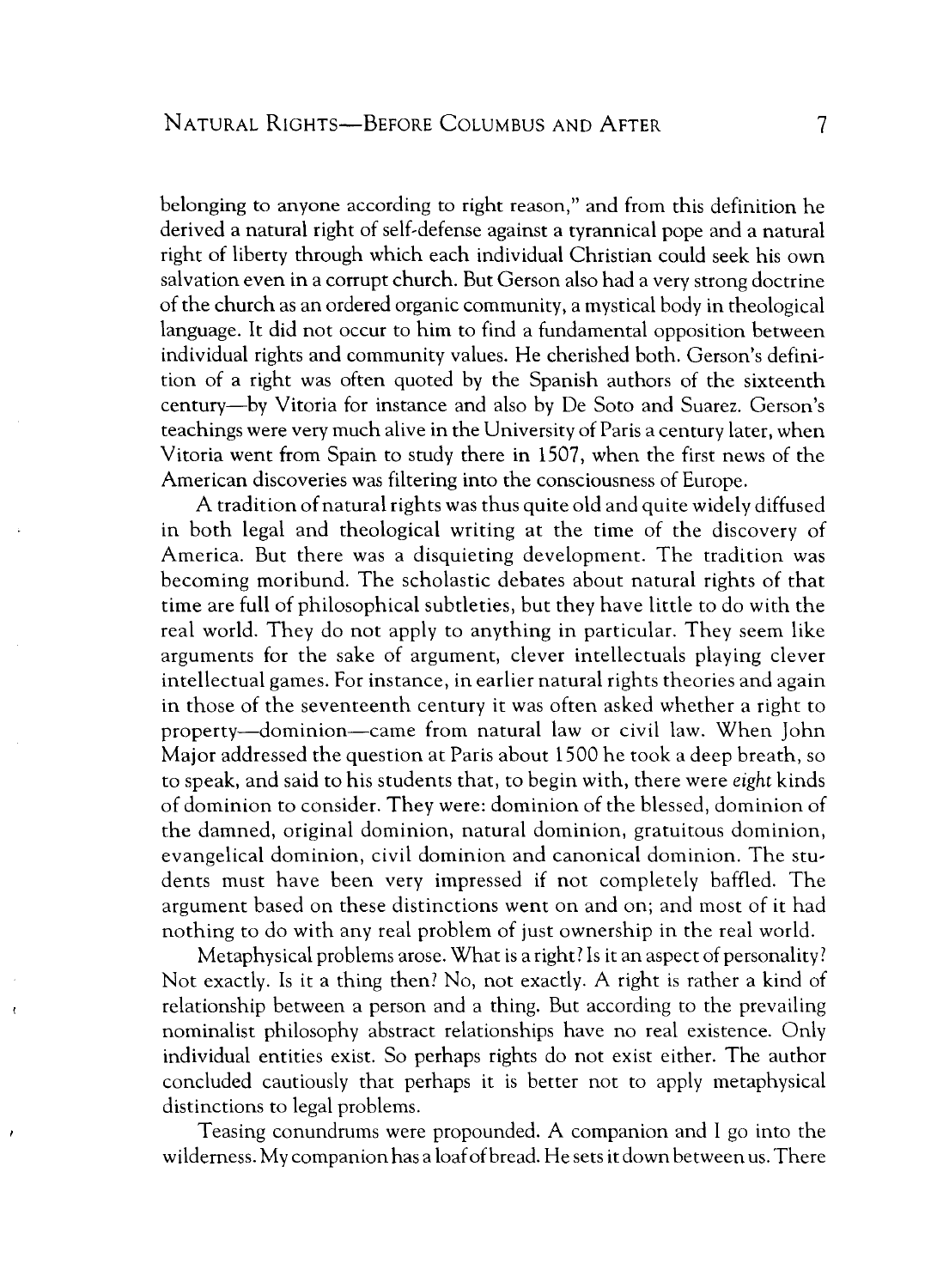belonging to anyone according to right reason," and from this definition he derived a natural right of self-defense against a tyrannical pope and a natural right of liberty through which each individual Christian could seek his own salvation even in a corrupt church. But Gerson also had a very strong doctrine of the church as an ordered organic community, a mystical body in theological language. It did not occur to him to find a fundamental opposition between individual rights and community values. He cherished both. Gerson's definition of a right was often quoted by the Spanish authors of the sixteenth century—by Vitoria for instance and also by De Soto and Suarez. Gerson's teachings were very much alive in the University of Paris a century later, when Vitoria went from Spain to study there in 1507, when the first news of the American discoveries was filtering into the consciousness of Europe.

A tradition of natural rights was thus quite old and quite widely diffused in both legal and theological writing at the time of the discovery of America. But there was a disquieting development. The tradition was becoming moribund. The scholastic debates about natural rights of that time are full of philosophical subtleties, but they have little to do with the real world. They do not apply to anything in particular. They seem like arguments for the sake of argument, clever intellectuals playing clever intellectual games. For instance, in earlier natural rights theories and again in those of the seventeenth century it was often asked whether a right to property—dominion—came from natural law or civil law. When John Major addressed the question at Paris about 1500 he took a deep breath, so to speak, and said to his students that, to begin with, there were *eight* kinds of dominion to consider. They were: dominion of the blessed, dominion of the damned, original dominion, natural dominion, gratuitous dominion, evangelical dominion, civil dominion and canonical dominion. The students must have been very impressed if not completely baffled. The argument based on these distinctions went on and on; and most of it had nothing to do with any real problem of just ownership in the real world.

Metaphysical problems arose. What is a right? Is it an aspect of personality? Not exactly. Is it a thing then? No, not exactly. A right is rather a kind of relationship between a person and a thing. But according to the prevailing nominalist philosophy abstract relationships have no real existence. Only individual entities exist. So perhaps rights do not exist either. The author concluded cautiously that perhaps it is better not to apply metaphysical distinctions to legal problems.

Teasing conundrums were propounded. A companion and I go into the wilderness. My companion has a loaf of bread. He sets it down between us. There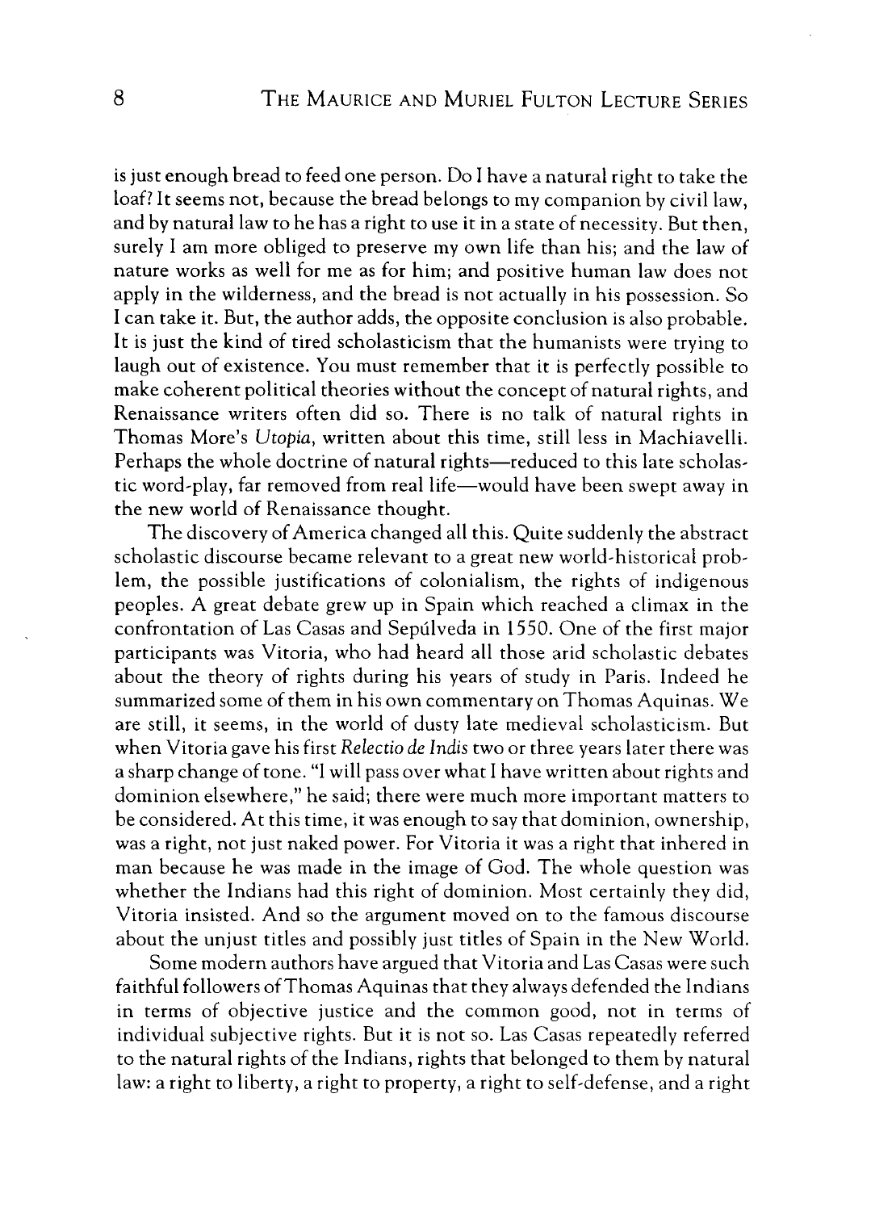is just enough bread to feed one person. Do I have a natural right to take the loaf? It seems not, because the bread belongs to my companion by civil law, and by natural law to he has a right to use it in a state of necessity. But then, surely I am more obliged to preserve my own life than his; and the law of nature works as well for me as for him; and positive human law does not apply in the wilderness, and the bread is not actually in his possession. So I can take it. But, the author adds, the opposite conclusion is also probable. It is just the kind of tired scholasticism that the humanists were trying to laugh out of existence. You must remember that it is perfectly possible to make coherent political theories without the concept of natural rights, and Renaissance writers often did so. There is no talk of natural rights in Thomas More's *Utopia*, written about this time, still less in Machiavelli. Perhaps the whole doctrine of natural rights—reduced to this late scholastic word-play, far removed from real life—would have been swept away in the new world of Renaissance thought.

The discovery of America changed all this. Quite suddenly the abstract scholastic discourse became relevant to a great new world-historical problem, the possible justifications of colonialism, the rights of indigenous peoples. A great debate grew up in Spain which reached a climax in the confrontation of Las Casas and Sepúlveda in 1550. One of the first major participants was Vitoria, who had heard all those arid scholastic debates about the theory of rights during his years of study in Paris. Indeed he summarized some of them in his own commentary on Thomas Aquinas. We are still, it seems, in the world of dusty late medieval scholasticism. But when Vitoria gave his first *Relectio de Indis* two or three years later there was a sharp change of tone. "I will pass over what I have written about rights and dominion elsewhere," he said; there were much more important matters to be considered. At this time, it was enough to say that dominion, ownership, was a right, not just naked power. For Vitoria it was a right that inhered in man because he was made in the image of God. The whole question was whether the Indians had this right of dominion. Most certainly they did, Vitoria insisted. And so the argument moved on to the famous discourse about the unjust titles and possibly just titles of Spain in the New World.

Some modern authors have argued that Vitoria and Las Casas were such faithful followers of Thomas Aquinas that they always defended the Indians in terms of objective justice and the common good, not in terms of individual subjective rights. But it is not so. Las Casas repeatedly referred to the natural rights of the Indians, rights that belonged to them by natural law: a right to liberty, a right to property, a right to self-defense, and a right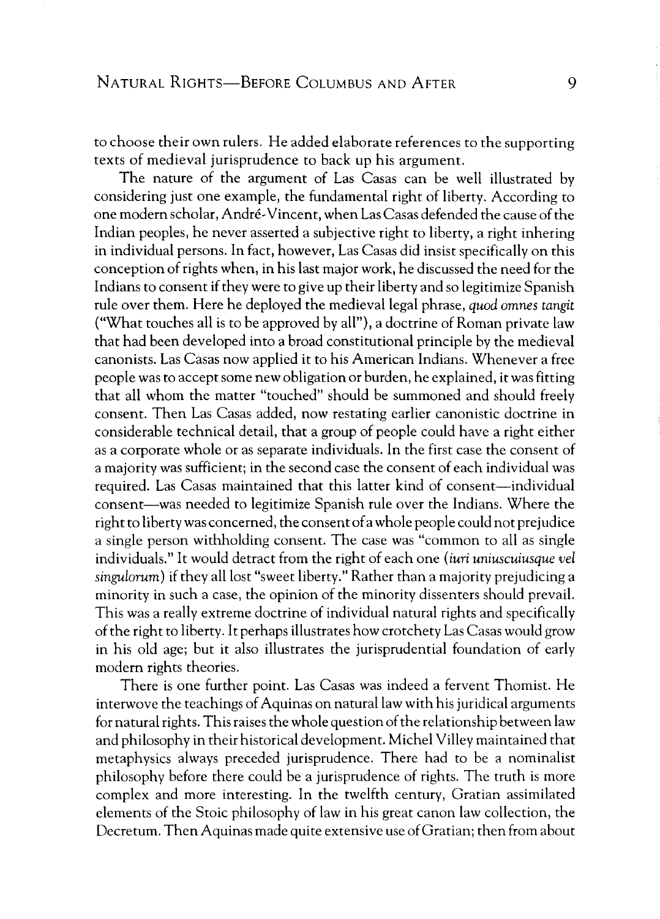to choose their own rulers. He added elaborate references to the supporting texts of medieval jurisprudence to back up his argument.

The nature of the argument of Las Casas can be well illustrated by considering just one example, the fundamental right of liberty. According to one modern scholar, André-Vincent, when Las Casas defended the cause of the Indian peoples, he never asserted a subjective right to liberty, a right inhering in individual persons. In fact, however, Las Casas did insist specifically on this conception of rights when, in his last major work, he discussed the need for the Indians to consent if they were to give up their liberty and so legitimize Spanish rule over them. Here he deployed the medieval legal phrase, *quod omnes tangit* ("What touches all is to be approved by all"), a doctrine of Roman private law that had been developed into a broad constitutional principle by the medieval canonists. Las Casas now applied it to his American Indians. Whenever a free people was to accept some new obligation or burden, he explained, it was fitting that all whom the matter "touched" should be summoned and should freely consent. Then Las Casas added, now restating earlier canonistic doctrine in considerable technical detail, that a group of people could have a right either as a corporate whole or as separate individuals. In the first case the consent of a majority was sufficient; in the second case the consent of each individual was required. Las Casas maintained that this latter kind of consent—individual consent—was needed to legitimize Spanish rule over the Indians. Where the right to liberty was concerned, the consent of a whole people could not prejudice a single person withholding consent. The case was "common to all as single individuals." It would detract from the right of each one (*iuri uniuscuiusque vel singulorum*) if they all lost "sweet liberty." Rather than a majority prejudicing a minority in such a case, the opinion of the minority dissenters should prevail. This was a really extreme doctrine of individual natural rights and specifically of the right to liberty. It perhaps illustrates how crotchety Las Casas would grow in his old age; but it also illustrates the jurisprudential foundation of early modern rights theories.

There is one further point. Las Casas was indeed a fervent Thomist. He interwove the teachings of Aquinas on natural law with his juridical arguments for natural rights. This raises the whole question of the relationship between law and philosophy in their historical development. Michel Villey maintained that metaphysics always preceded jurisprudence. There had to be a nominalist philosophy before there could be a jurisprudence of rights. The truth is more complex and more interesting. In the twelfth century, Gratian assimilated elements of the Stoic philosophy of law in his great canon law collection, the Decretum. Then Aquinas made quite extensive use of Gratian; then from about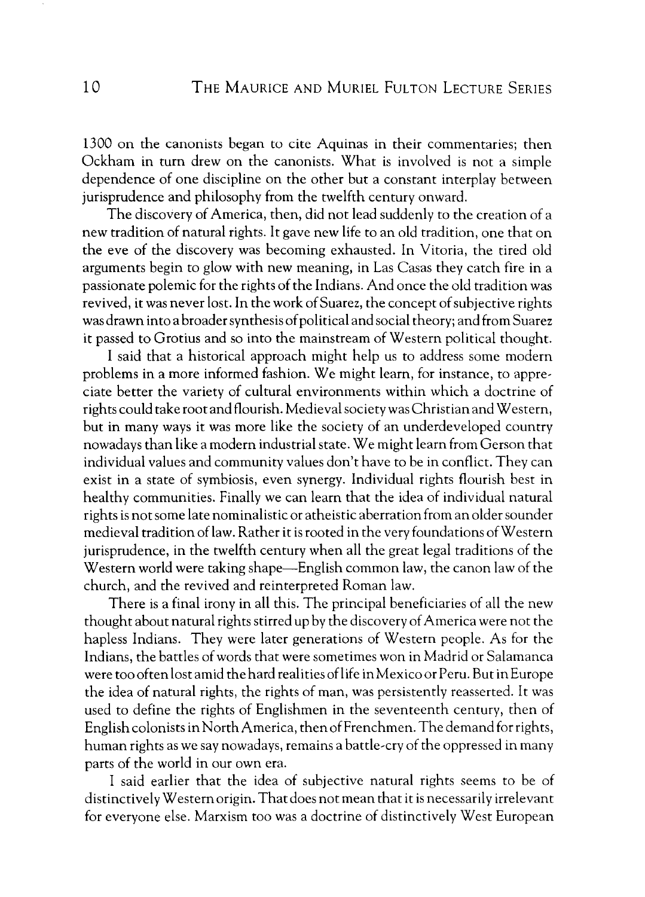1300 on the canonists began to cite Aquinas in their commentaries; then Ockham in turn drew on the canonists. What is involved is not a simple dependence of one discipline on the other but a constant interplay between jurisprudence and philosophy from the twelfth century onward.

The discovery of America, then, did not lead suddenly to the creation of a new tradition of natural rights. It gave new life to an old tradition, one that on the eve of the discovery was becoming exhausted. In Vitoria, the tired old arguments begin to glow with new meaning, in Las Casas they catch fire in a passionate polemic for the rights of the Indians. And once the old tradition was revived, it was never lost. In the work of Suarez, the concept of subjective rights was drawn into a broader synthesis of political and social theory; and from Suarez it passed to Grotius and so into the mainstream of Western political thought.

I said that a historical approach might help us to address some modern problems in a more informed fashion. We might learn, for instance, to appreciate better the variety of cultural environments within which a doctrine of rights could take root and flourish. Medieval society was Christian and Western, but in many ways it was more like the society of an underdeveloped country nowadays than like a modern industrial state. We might learn from Gerson that individual values and community values don't have to be in conflict. They can exist in a state of symbiosis, even synergy. Individual rights flourish best in healthy communities. Finally we can learn that the idea of individual natural rights is not some late nominalistic or atheistic aberration from an older sounder medieval tradition of law. Rather it is rooted in the very foundations of Western jurisprudence, in the twelfth century when all the great legal traditions of the Western world were taking shape—English common law, the canon law of the church, and the revived and reinterpreted Roman law.

There is a final irony in all this. The principal beneficiaries of all the new thought about natural rights stirred up by the discovery of America were not the hapless Indians. They were later generations of Western people. As for the Indians, the battles of words that were sometimes won in Madrid or Salamanca were too often lost amid the hard realities of life in Mexico or Peru. But in Europe the idea of natural rights, the rights of man, was persistently reasserted. It was used to define the rights of Englishmen in the seventeenth century, then of English colonists in North America, then of Frenchmen. The demand for rights, human rights as we say nowadays, remains a battle-cry of the oppressed in many parts of the world in our own era.

I said earlier that the idea of subjective natural rights seems to be of distinctively Western origin. That does not mean that it is necessarily irrelevant for everyone else. Marxism too was a doctrine of distinctively West European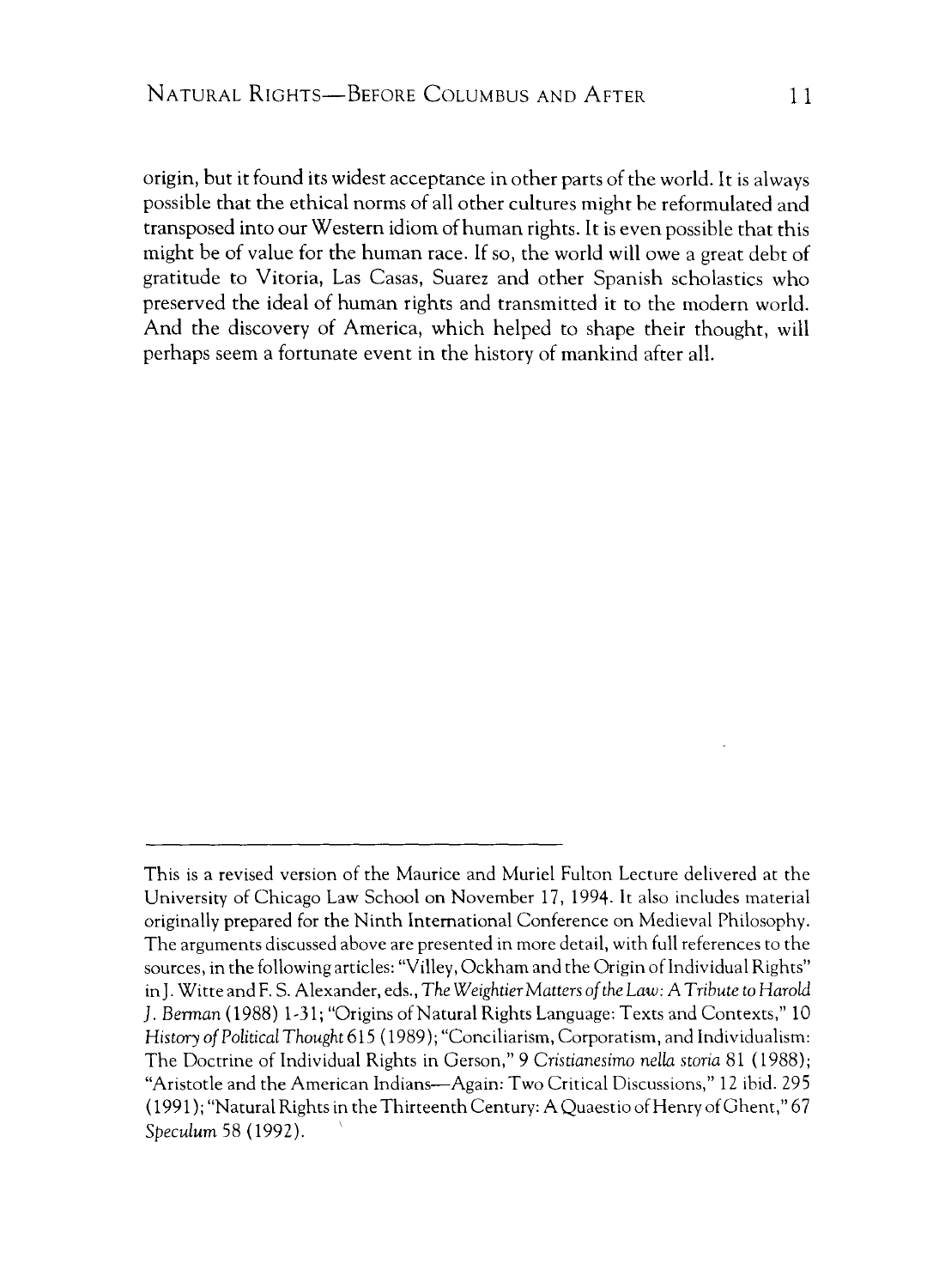origin, but it found its widest acceptance in other parts of the world. It is always possible that the ethical norms of all other cultures might be reformulated and transposed into our Western idiom of human rights. It is even possible that this might be of value for the human race. If so, the world will owe a great debt of gratitude to Vitoria, Las Casas, Suarez and other Spanish scholastics who preserved the ideal of human rights and transmitted it to the modern world. And the discovery of America, which helped to shape their thought, will perhaps seem a fortunate event in the history of mankind after all.

---

This is a revised version of the Maurice and Muriel Fulton Lecture delivered at the University of Chicago Law School on November 17, 1994. It also includes material originally prepared for the Ninth International Conference on Medieval Philosophy. The arguments discussed above are presented in more detail, with full references to the sources, in the following articles: "Villey, Ockham and the Origin of Individual Rights" in J. Witte and F. S. Alexander, eds., *The Weightier Matters of the Law: A Tribute to Harold J. Berman* (1988) 1-31; "Origins of Natural Rights Language: Texts and Contexts," 10 *History of Political Thought* 615 (1989); "Conciliarism, Corporatism, and Individualism: The Doctrine of Individual Rights in Gerson," 9 *Cristianesimo nella storia* 81 (1988); "Aristotle and the American Indians—Again: Two Critical Discussions," 12 ibid. 295 (1991); "Natural Rights in the Thirteenth Century: A Quaestio of Henry of Ghent," 67 *Speculum* 58 (1992).